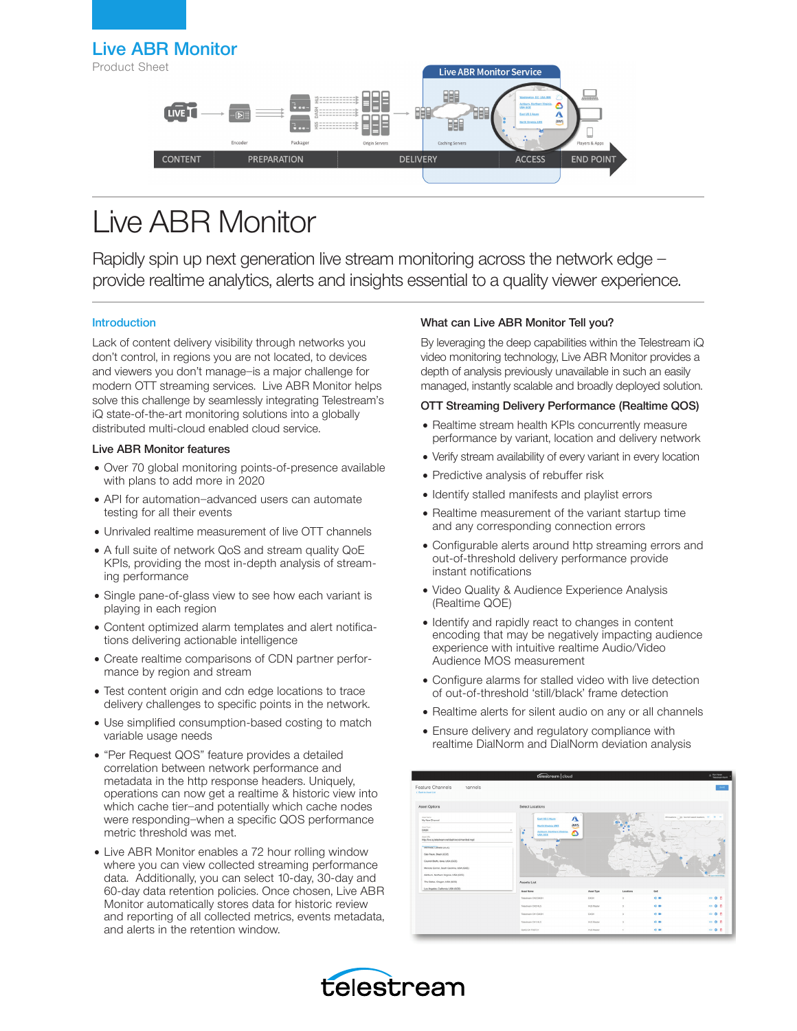# Live ABR Monitor

Product Sheet

# Live ABR Monitor

Rapidly spin up next generation live stream monitoring across the network edge – provide realtime analytics, alerts and insights essential to a quality viewer experience.

## Introduction

Lack of content delivery visibility through networks you don't control, in regions you are not located, to devices and viewers you don't manage–is a major challenge for modern OTT streaming services. Live ABR Monitor helps solve this challenge by seamlessly integrating Telestream's iQ state-of-the-art monitoring solutions into a globally distributed multi-cloud enabled cloud service.

### Live ABR Monitor features

- Over 70 global monitoring points-of-presence available with plans to add more in 2020
- API for automation–advanced users can automate testing for all their events
- Unrivaled realtime measurement of live OTT channels
- A full suite of network QoS and stream quality QoE KPIs, providing the most in-depth analysis of streaming performance
- Single pane-of-glass view to see how each variant is playing in each region
- Content optimized alarm templates and alert notifications delivering actionable intelligence
- Create realtime comparisons of CDN partner performance by region and stream
- Test content origin and cdn edge locations to trace delivery challenges to specific points in the network.
- Use simplified consumption-based costing to match variable usage needs
- "Per Request QOS" feature provides a detailed correlation between network performance and metadata in the http response headers. Uniquely, operations can now get a realtime & historic view into which cache tier–and potentially which cache nodes were responding–when a specific QOS performance metric threshold was met.
- Live ABR Monitor enables a 72 hour rolling window where you can view collected streaming performance data. Additionally, you can select 10-day, 30-day and 60-day data retention policies. Once chosen, Live ABR Monitor automatically stores data for historic review and reporting of all collected metrics, events metadata, and alerts in the retention window.

### What can Live ABR Monitor Tell you?

By leveraging the deep capabilities within the Telestream iQ video monitoring technology, Live ABR Monitor provides a depth of analysis previously unavailable in such an easily managed, instantly scalable and broadly deployed solution.

### OTT Streaming Delivery Performance (Realtime QOS)

- Realtime stream health KPIs concurrently measure performance by variant, location and delivery network
- Verify stream availability of every variant in every location
- Predictive analysis of rebuffer risk
- Identify stalled manifests and playlist errors
- Realtime measurement of the variant startup time and any corresponding connection errors
- Configurable alerts around http streaming errors and out-of-threshold delivery performance provide instant notifications
- Video Quality & Audience Experience Analysis (Realtime QOE)
- Identify and rapidly react to changes in content encoding that may be negatively impacting audience experience with intuitive realtime Audio/Video Audience MOS measurement
- Configure alarms for stalled video with live detection of out-of-threshold 'still/black' frame detection
- Realtime alerts for silent audio on any or all channels
- Ensure delivery and regulatory compliance with realtime DialNorm and DialNorm deviation analysis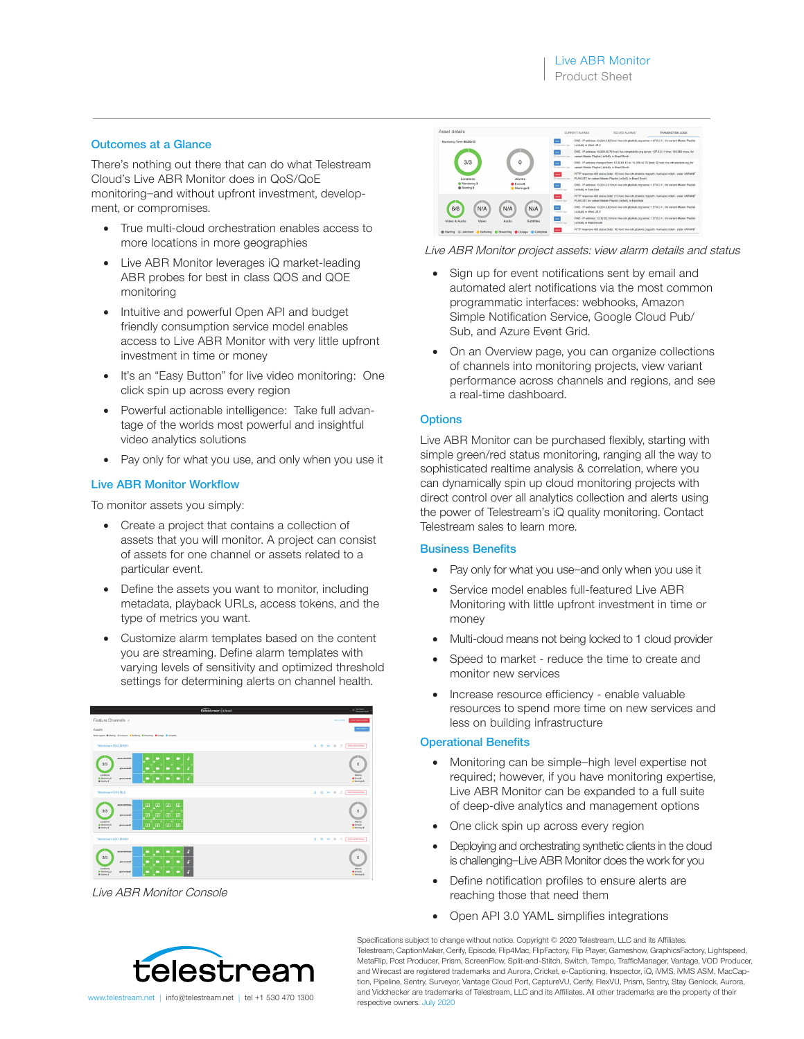## Outcomes at a Glance

There's nothing out there that can do what Telestream Cloud's Live ABR Monitor does in QoS/QoE monitoring–and without upfront investment, development, or compromises.

- True multi-cloud orchestration enables access to more locations in more geographies
- Live ABR Monitor leverages iQ market-leading ABR probes for best in class QOS and QOE monitoring
- Intuitive and powerful Open API and budget friendly consumption service model enables access to Live ABR Monitor with very little upfront investment in time or money
- It's an "Easy Button" for live video monitoring: One click spin up across every region
- Powerful actionable intelligence: Take full advantage of the worlds most powerful and insightful video analytics solutions
- Pay only for what you use, and only when you use it

## Live ABR Monitor Workflow

To monitor assets you simply:

- Create a project that contains a collection of assets that you will monitor. A project can consist of assets for one channel or assets related to a particular event.
- Define the assets you want to monitor, including metadata, playback URLs, access tokens, and the type of metrics you want.
- Customize alarm templates based on the content you are streaming. Define alarm templates with varying levels of sensitivity and optimized threshold settings for determining alerts on channel health.

*Live ABR Monitor Console*

*Live ABR Monitor project assets: view alarm details and status*

- Sign up for event notifications sent by email and automated alert notifications via the most common programmatic interfaces: webhooks, Amazon Simple Notification Service, Google Cloud Pub/Sub, and Azure Event Grid.
- On an Overview page, you can organize collections of channels into monitoring projects, view variant performance across channels and regions, and see a real-time dashboard.

## Options

Live ABR Monitor can be purchased flexibly, starting with simple green/red status monitoring, ranging all the way to sophisticated realtime analysis & correlation, where you can dynamically spin up cloud monitoring projects with direct control over all analytics collection and alerts using the power of Telestream's iQ quality monitoring. Contact Telestream sales to learn more.

## Business Benefits

- Pay only for what you use–and only when you use it
- Service model enables full-featured Live ABR Monitoring with little upfront investment in time or money
- Multi-cloud means not being locked to 1 cloud provider
- Speed to market - reduce the time to create and monitor new services
- Increase resource efficiency - enable valuable resources to spend more time on new services and less on building infrastructure

## Operational Benefits

- Monitoring can be simple–high level expertise not required; however, if you have monitoring expertise, Live ABR Monitor can be expanded to a full suite of deep-dive analytics and management options
- One click spin up across every region
- Deploying and orchestrating synthetic clients in the cloud is challenging–Live ABR Monitor does the work for you
- Define notification profiles to ensure alerts are reaching those that need them
- Open API 3.0 YAML simplifies integrations

telestream

www.telestream.net | info@telestream.net | tel +1 530 470 1300

Specifications subject to change without notice. Copyright © 2020 Telestream, LLC and its Affiliates. Telestream, CaptionMaker, Cerify, Episode, Flip4Mac, FlipFactory, Flip Player, Gameshow, GraphicsFactory, Lightspeed, MetaFlip, Post Producer, Prism, ScreenFlow, Split-and-Stitch, Switch, Tempo, TrafficManager, Vantage, VOD Producer, and Wirecast are registered trademarks and Aurora, Cricket, e-Captioning, Inspector, iQ, iVMS, iVMS ASM, MacCaption, Pipeline, Sentry, Surveyor, Vantage Cloud Port, CaptureVU, Cerify, FlexVU, Prism, Sentry, Stay Genlock, Aurora, and Vidchecker are trademarks of Telestream, LLC and its Affiliates. All other trademarks are the property of their respective owners. July 2020